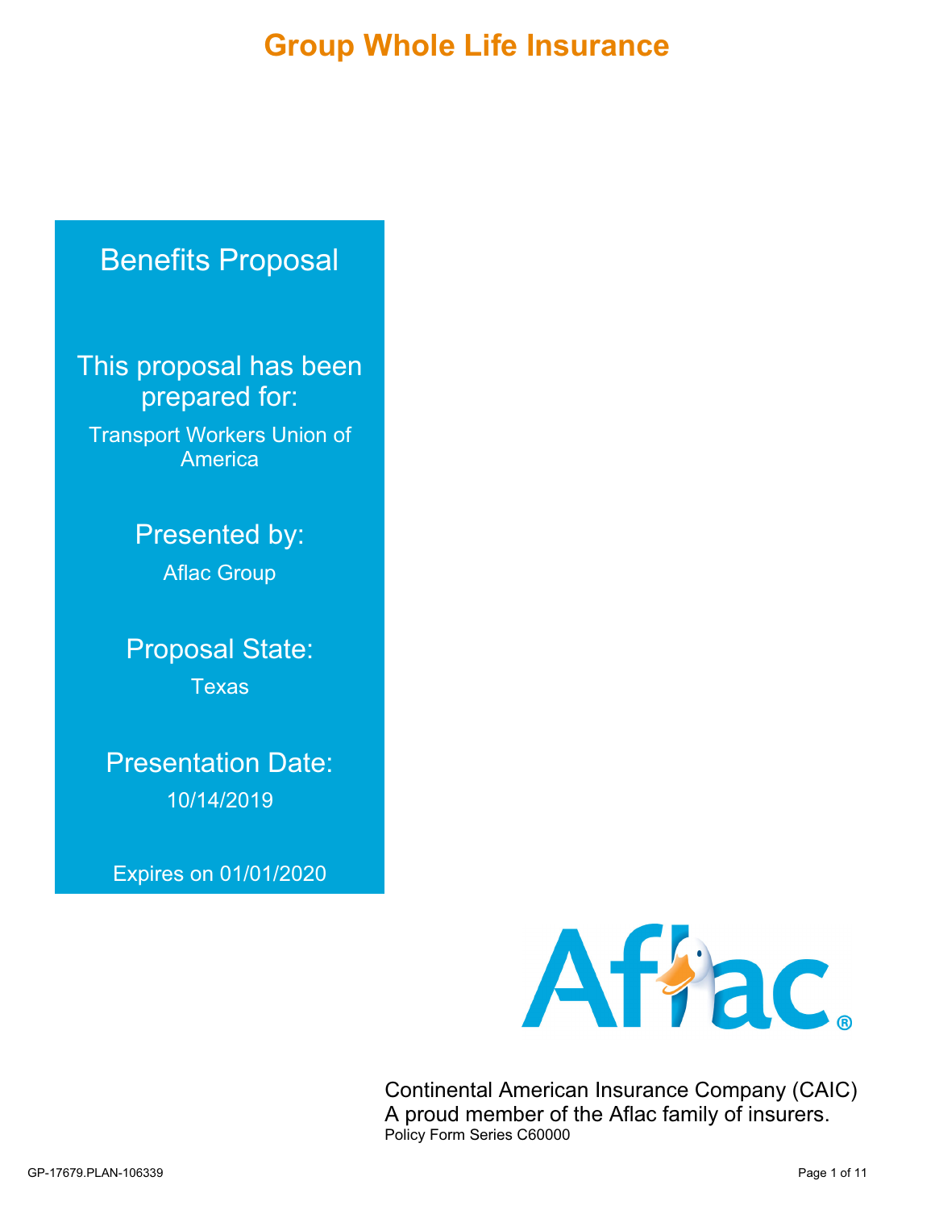# Group Whole Life Insurance

## Benefits Proposal

This proposal has been prepared for:

Transport Workers Union of America

Presented by:

Aflac Group

Proposal State:

Texas

Presentation Date:

10/14/2019

Expires on 01/01/2020

Continental American Insurance Company (CAIC)
A proud member of the Aflac family of insurers.
Policy Form Series C60000

GP-17679.PLAN-106339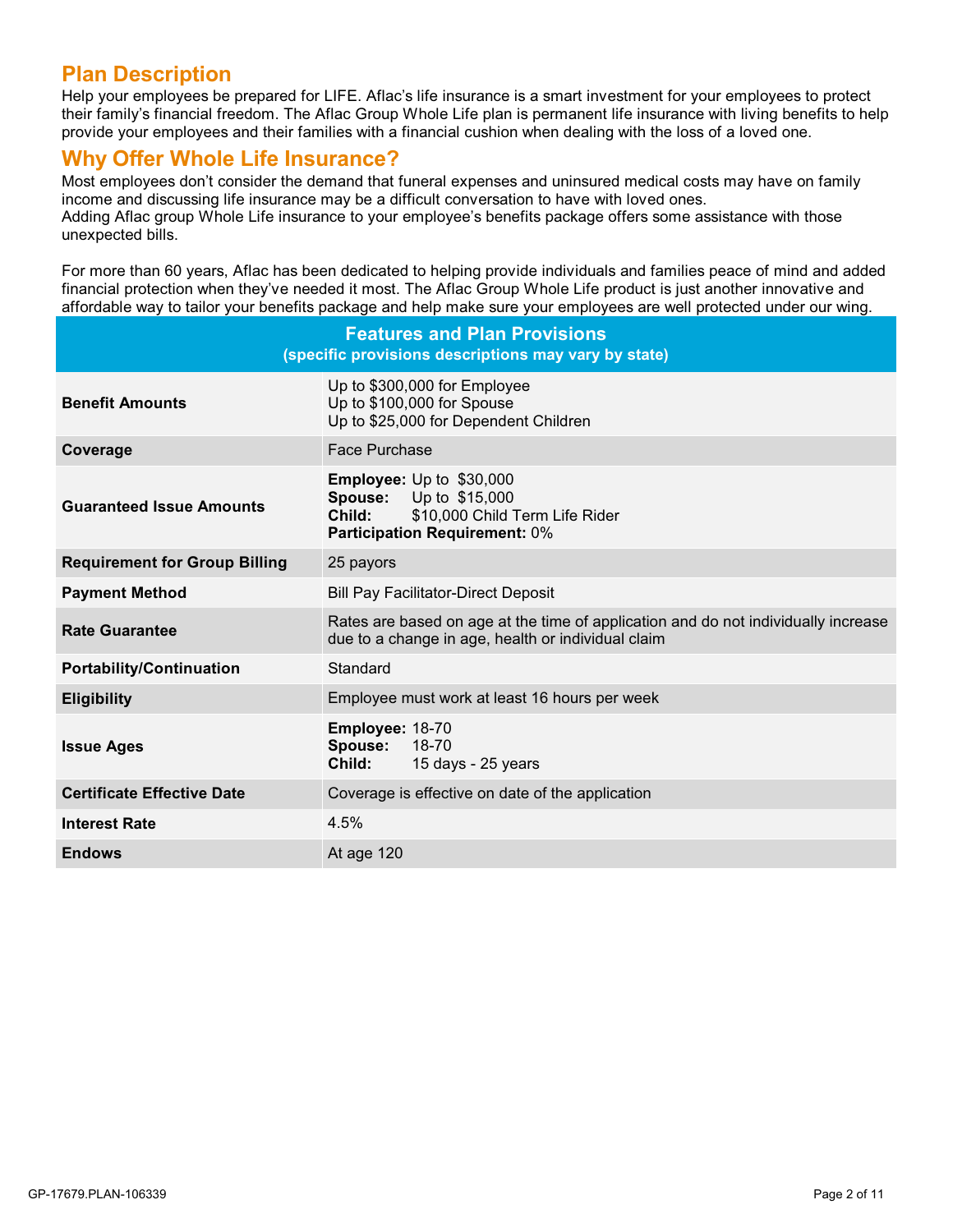## Plan Description

Help your employees be prepared for LIFE. Aflac's life insurance is a smart investment for your employees to protect their family's financial freedom. The Aflac Group Whole Life plan is permanent life insurance with living benefits to help provide your employees and their families with a financial cushion when dealing with the loss of a loved one.

## Why Offer Whole Life Insurance?

Most employees don't consider the demand that funeral expenses and uninsured medical costs may have on family income and discussing life insurance may be a difficult conversation to have with loved ones.
Adding Aflac group Whole Life insurance to your employee's benefits package offers some assistance with those unexpected bills.

For more than 60 years, Aflac has been dedicated to helping provide individuals and families peace of mind and added financial protection when they've needed it most. The Aflac Group Whole Life product is just another innovative and affordable way to tailor your benefits package and help make sure your employees are well protected under our wing.

| Features and Plan Provisions (specific provisions descriptions may vary by state) | |
|---|---|
| **Benefit Amounts** | Up to $300,000 for Employee<br>Up to $100,000 for Spouse<br>Up to $25,000 for Dependent Children |
| **Coverage** | Face Purchase |
| **Guaranteed Issue Amounts** | **Employee:** Up to $30,000<br>**Spouse:** Up to $15,000<br>**Child:** $10,000 Child Term Life Rider<br>**Participation Requirement:** 0% |
| **Requirement for Group Billing** | 25 payors |
| **Payment Method** | Bill Pay Facilitator-Direct Deposit |
| **Rate Guarantee** | Rates are based on age at the time of application and do not individually increase due to a change in age, health or individual claim |
| **Portability/Continuation** | Standard |
| **Eligibility** | Employee must work at least 16 hours per week |
| **Issue Ages** | **Employee:** 18-70<br>**Spouse:** 18-70<br>**Child:** 15 days - 25 years |
| **Certificate Effective Date** | Coverage is effective on date of the application |
| **Interest Rate** | 4.5% |
| **Endows** | At age 120 |

GP-17679.PLAN-106339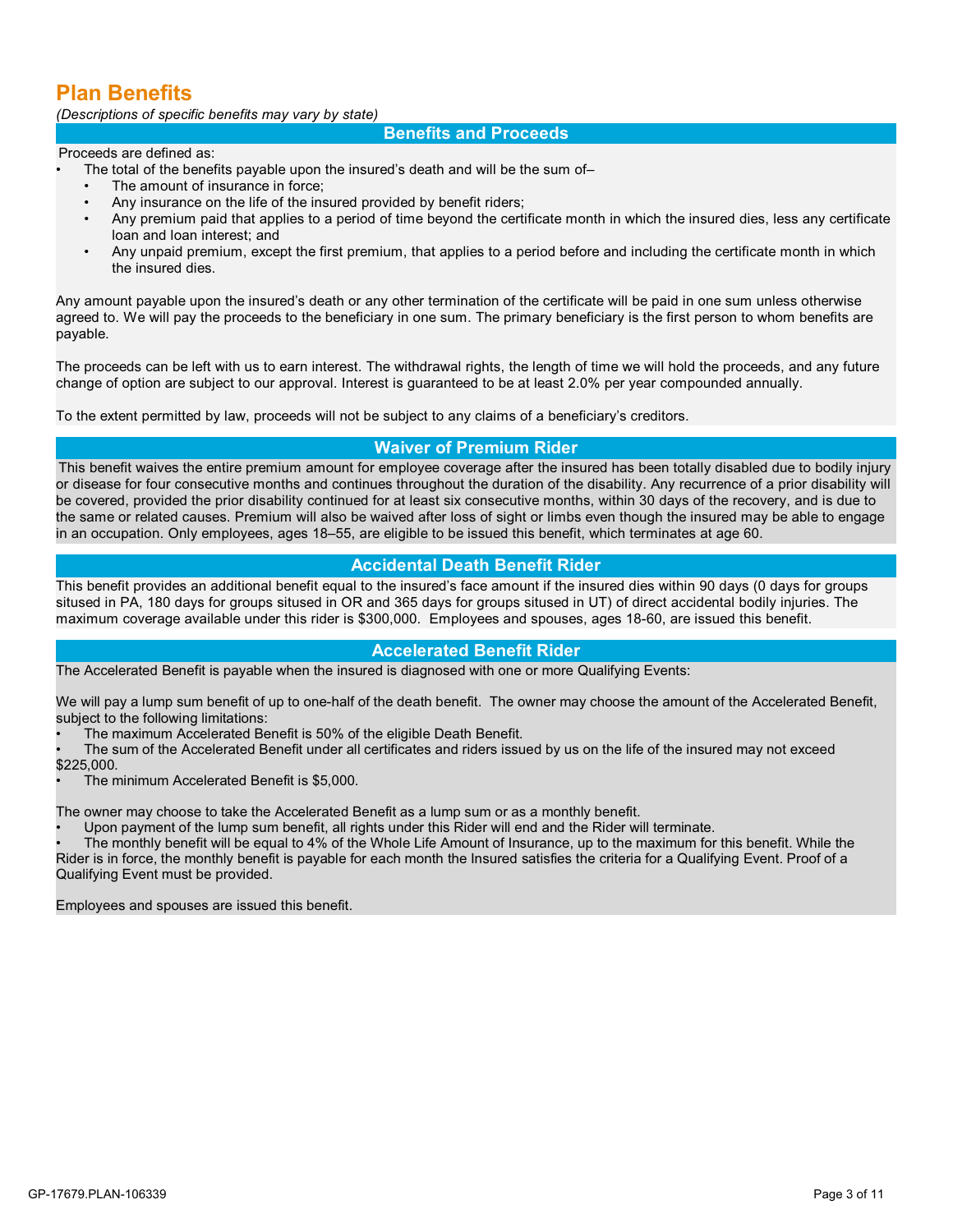# Plan Benefits

*(Descriptions of specific benefits may vary by state)*

## Benefits and Proceeds

Proceeds are defined as:

- The total of the benefits payable upon the insured's death and will be the sum of–
  - The amount of insurance in force;
  - Any insurance on the life of the insured provided by benefit riders;
  - Any premium paid that applies to a period of time beyond the certificate month in which the insured dies, less any certificate loan and loan interest; and
  - Any unpaid premium, except the first premium, that applies to a period before and including the certificate month in which the insured dies.

Any amount payable upon the insured's death or any other termination of the certificate will be paid in one sum unless otherwise agreed to. We will pay the proceeds to the beneficiary in one sum. The primary beneficiary is the first person to whom benefits are payable.

The proceeds can be left with us to earn interest. The withdrawal rights, the length of time we will hold the proceeds, and any future change of option are subject to our approval. Interest is guaranteed to be at least 2.0% per year compounded annually.

To the extent permitted by law, proceeds will not be subject to any claims of a beneficiary's creditors.

## Waiver of Premium Rider

This benefit waives the entire premium amount for employee coverage after the insured has been totally disabled due to bodily injury or disease for four consecutive months and continues throughout the duration of the disability. Any recurrence of a prior disability will be covered, provided the prior disability continued for at least six consecutive months, within 30 days of the recovery, and is due to the same or related causes. Premium will also be waived after loss of sight or limbs even though the insured may be able to engage in an occupation. Only employees, ages 18–55, are eligible to be issued this benefit, which terminates at age 60.

## Accidental Death Benefit Rider

This benefit provides an additional benefit equal to the insured's face amount if the insured dies within 90 days (0 days for groups sitused in PA, 180 days for groups sitused in OR and 365 days for groups sitused in UT) of direct accidental bodily injuries. The maximum coverage available under this rider is $300,000. Employees and spouses, ages 18-60, are issued this benefit.

## Accelerated Benefit Rider

The Accelerated Benefit is payable when the insured is diagnosed with one or more Qualifying Events:

We will pay a lump sum benefit of up to one-half of the death benefit. The owner may choose the amount of the Accelerated Benefit, subject to the following limitations:

- The maximum Accelerated Benefit is 50% of the eligible Death Benefit.
- The sum of the Accelerated Benefit under all certificates and riders issued by us on the life of the insured may not exceed $225,000.
- The minimum Accelerated Benefit is $5,000.

The owner may choose to take the Accelerated Benefit as a lump sum or as a monthly benefit.

- Upon payment of the lump sum benefit, all rights under this Rider will end and the Rider will terminate.
- The monthly benefit will be equal to 4% of the Whole Life Amount of Insurance, up to the maximum for this benefit. While the Rider is in force, the monthly benefit is payable for each month the Insured satisfies the criteria for a Qualifying Event. Proof of a Qualifying Event must be provided.

Employees and spouses are issued this benefit.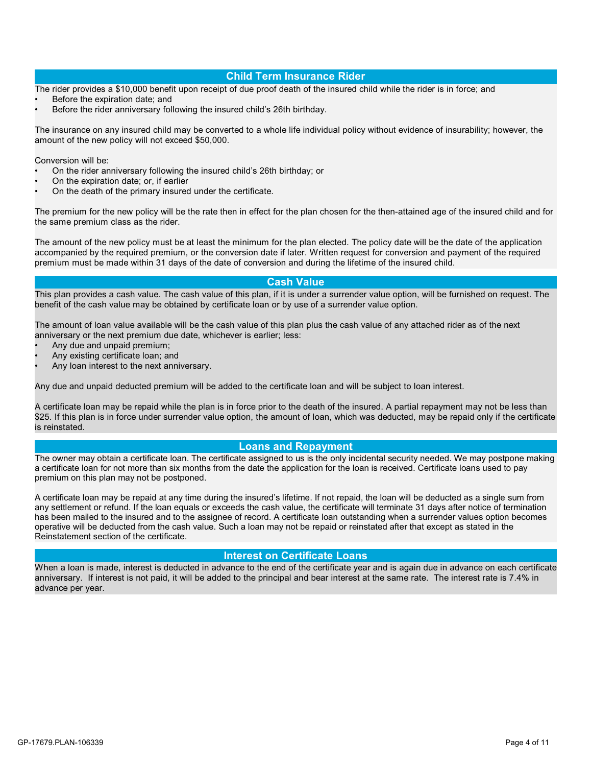## Child Term Insurance Rider

The rider provides a $10,000 benefit upon receipt of due proof death of the insured child while the rider is in force; and

- Before the expiration date; and
- Before the rider anniversary following the insured child's 26th birthday.

The insurance on any insured child may be converted to a whole life individual policy without evidence of insurability; however, the amount of the new policy will not exceed $50,000.

Conversion will be:

- On the rider anniversary following the insured child's 26th birthday; or
- On the expiration date; or, if earlier
- On the death of the primary insured under the certificate.

The premium for the new policy will be the rate then in effect for the plan chosen for the then-attained age of the insured child and for the same premium class as the rider.

The amount of the new policy must be at least the minimum for the plan elected. The policy date will be the date of the application accompanied by the required premium, or the conversion date if later. Written request for conversion and payment of the required premium must be made within 31 days of the date of conversion and during the lifetime of the insured child.

## Cash Value

This plan provides a cash value. The cash value of this plan, if it is under a surrender value option, will be furnished on request. The benefit of the cash value may be obtained by certificate loan or by use of a surrender value option.

The amount of loan value available will be the cash value of this plan plus the cash value of any attached rider as of the next anniversary or the next premium due date, whichever is earlier; less:

- Any due and unpaid premium;
- Any existing certificate loan; and
- Any loan interest to the next anniversary.

Any due and unpaid deducted premium will be added to the certificate loan and will be subject to loan interest.

A certificate loan may be repaid while the plan is in force prior to the death of the insured. A partial repayment may not be less than $25. If this plan is in force under surrender value option, the amount of loan, which was deducted, may be repaid only if the certificate is reinstated.

## Loans and Repayment

The owner may obtain a certificate loan. The certificate assigned to us is the only incidental security needed. We may postpone making a certificate loan for not more than six months from the date the application for the loan is received. Certificate loans used to pay premium on this plan may not be postponed.

A certificate loan may be repaid at any time during the insured's lifetime. If not repaid, the loan will be deducted as a single sum from any settlement or refund. If the loan equals or exceeds the cash value, the certificate will terminate 31 days after notice of termination has been mailed to the insured and to the assignee of record. A certificate loan outstanding when a surrender values option becomes operative will be deducted from the cash value. Such a loan may not be repaid or reinstated after that except as stated in the Reinstatement section of the certificate.

## Interest on Certificate Loans

When a loan is made, interest is deducted in advance to the end of the certificate year and is again due in advance on each certificate anniversary. If interest is not paid, it will be added to the principal and bear interest at the same rate. The interest rate is 7.4% in advance per year.

GP-17679.PLAN-106339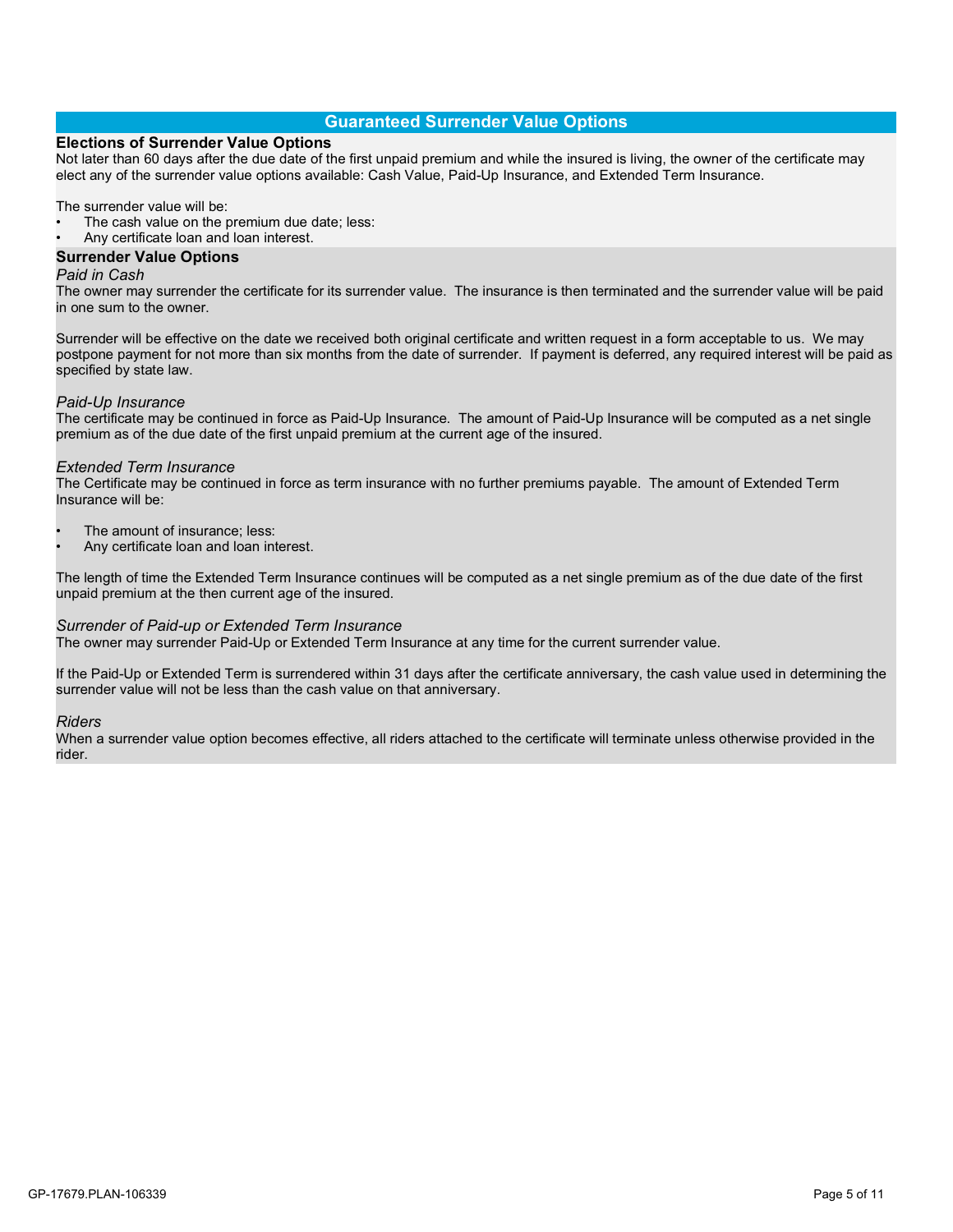## Guaranteed Surrender Value Options

### Elections of Surrender Value Options

Not later than 60 days after the due date of the first unpaid premium and while the insured is living, the owner of the certificate may elect any of the surrender value options available: Cash Value, Paid-Up Insurance, and Extended Term Insurance.

The surrender value will be:

- The cash value on the premium due date; less:
- Any certificate loan and loan interest.

### Surrender Value Options

*Paid in Cash*

The owner may surrender the certificate for its surrender value. The insurance is then terminated and the surrender value will be paid in one sum to the owner.

Surrender will be effective on the date we received both original certificate and written request in a form acceptable to us. We may postpone payment for not more than six months from the date of surrender. If payment is deferred, any required interest will be paid as specified by state law.

*Paid-Up Insurance*

The certificate may be continued in force as Paid-Up Insurance. The amount of Paid-Up Insurance will be computed as a net single premium as of the due date of the first unpaid premium at the current age of the insured.

*Extended Term Insurance*

The Certificate may be continued in force as term insurance with no further premiums payable. The amount of Extended Term Insurance will be:

- The amount of insurance; less:
- Any certificate loan and loan interest.

The length of time the Extended Term Insurance continues will be computed as a net single premium as of the due date of the first unpaid premium at the then current age of the insured.

*Surrender of Paid-up or Extended Term Insurance*

The owner may surrender Paid-Up or Extended Term Insurance at any time for the current surrender value.

If the Paid-Up or Extended Term is surrendered within 31 days after the certificate anniversary, the cash value used in determining the surrender value will not be less than the cash value on that anniversary.

*Riders*

When a surrender value option becomes effective, all riders attached to the certificate will terminate unless otherwise provided in the rider.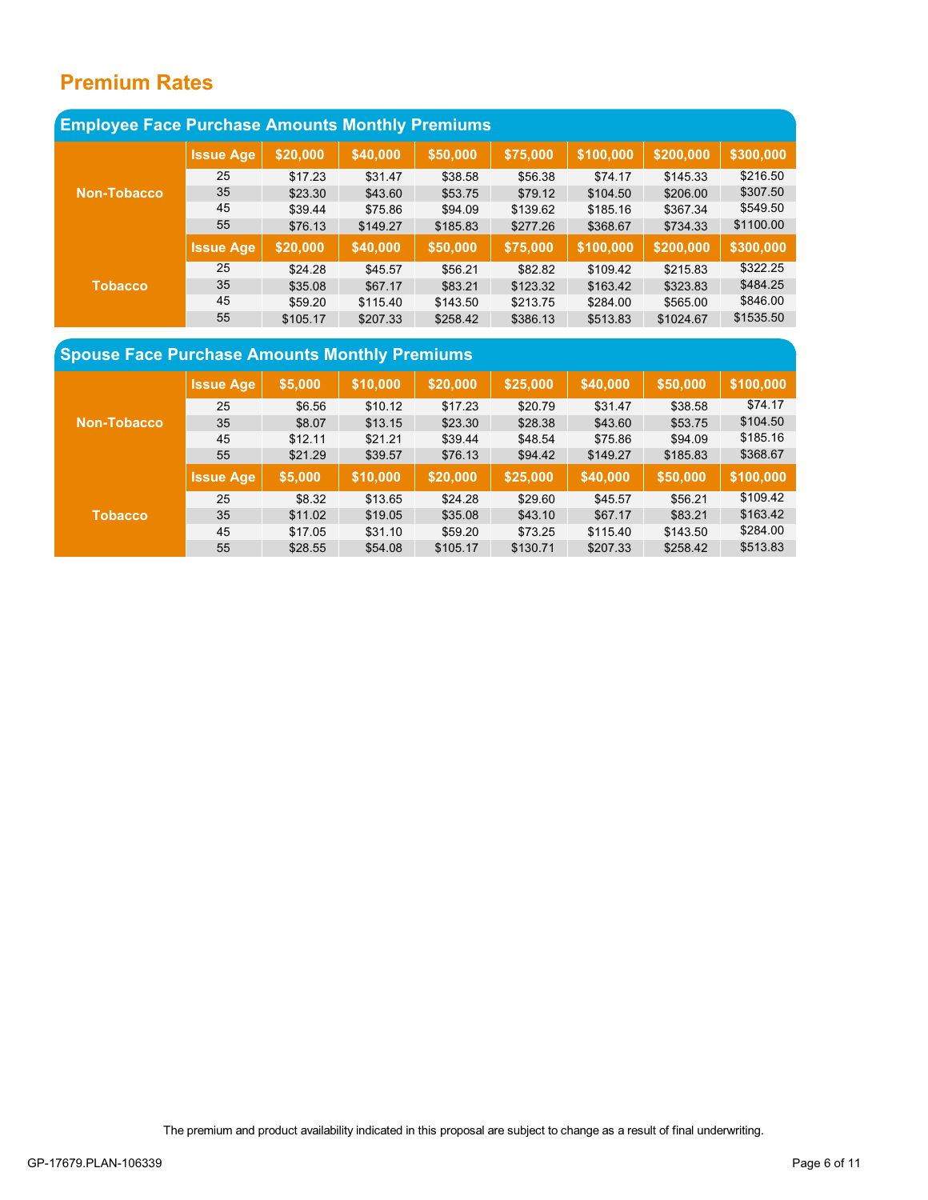## Premium Rates

### Employee Face Purchase Amounts Monthly Premiums

| | Issue Age | $20,000 | $40,000 | $50,000 | $75,000 | $100,000 | $200,000 | $300,000 |
|---|---|---|---|---|---|---|---|---|
| Non-Tobacco | 25 | $17.23 | $31.47 | $38.58 | $56.38 | $74.17 | $145.33 | $216.50 |
| | 35 | $23.30 | $43.60 | $53.75 | $79.12 | $104.50 | $206.00 | $307.50 |
| | 45 | $39.44 | $75.86 | $94.09 | $139.62 | $185.16 | $367.34 | $549.50 |
| | 55 | $76.13 | $149.27 | $185.83 | $277.26 | $368.67 | $734.33 | $1100.00 |
| | **Issue Age** | **$20,000** | **$40,000** | **$50,000** | **$75,000** | **$100,000** | **$200,000** | **$300,000** |
| Tobacco | 25 | $24.28 | $45.57 | $56.21 | $82.82 | $109.42 | $215.83 | $322.25 |
| | 35 | $35.08 | $67.17 | $83.21 | $123.32 | $163.42 | $323.83 | $484.25 |
| | 45 | $59.20 | $115.40 | $143.50 | $213.75 | $284.00 | $565.00 | $846.00 |
| | 55 | $105.17 | $207.33 | $258.42 | $386.13 | $513.83 | $1024.67 | $1535.50 |

### Spouse Face Purchase Amounts Monthly Premiums

| | Issue Age | $5,000 | $10,000 | $20,000 | $25,000 | $40,000 | $50,000 | $100,000 |
|---|---|---|---|---|---|---|---|---|
| Non-Tobacco | 25 | $6.56 | $10.12 | $17.23 | $20.79 | $31.47 | $38.58 | $74.17 |
| | 35 | $8.07 | $13.15 | $23.30 | $28.38 | $43.60 | $53.75 | $104.50 |
| | 45 | $12.11 | $21.21 | $39.44 | $48.54 | $75.86 | $94.09 | $185.16 |
| | 55 | $21.29 | $39.57 | $76.13 | $94.42 | $149.27 | $185.83 | $368.67 |
| | **Issue Age** | **$5,000** | **$10,000** | **$20,000** | **$25,000** | **$40,000** | **$50,000** | **$100,000** |
| Tobacco | 25 | $8.32 | $13.65 | $24.28 | $29.60 | $45.57 | $56.21 | $109.42 |
| | 35 | $11.02 | $19.05 | $35.08 | $43.10 | $67.17 | $83.21 | $163.42 |
| | 45 | $17.05 | $31.10 | $59.20 | $73.25 | $115.40 | $143.50 | $284.00 |
| | 55 | $28.55 | $54.08 | $105.17 | $130.71 | $207.33 | $258.42 | $513.83 |

The premium and product availability indicated in this proposal are subject to change as a result of final underwriting.

GP-17679.PLAN-106339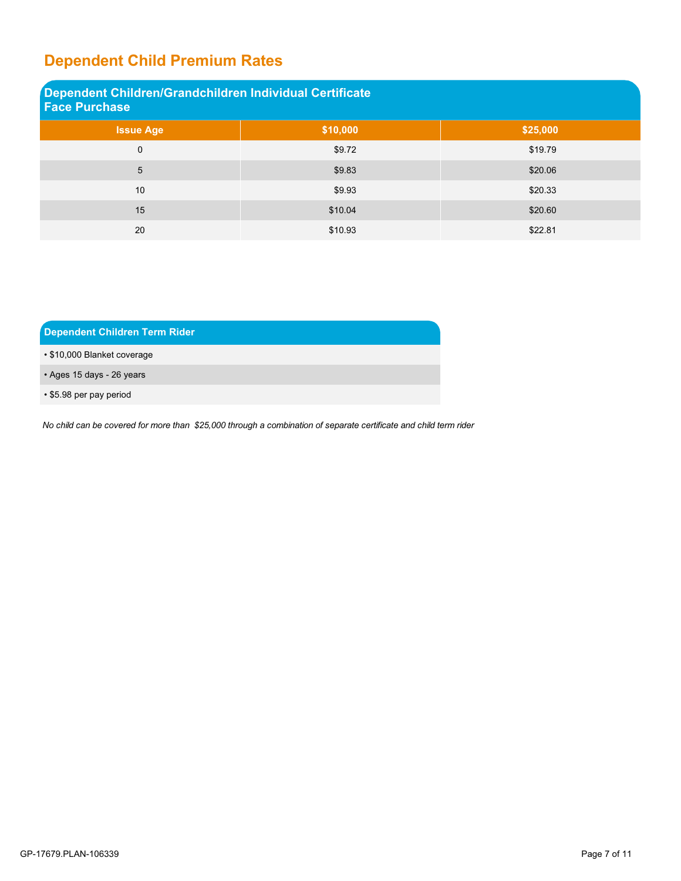# Dependent Child Premium Rates

## Dependent Children/Grandchildren Individual Certificate Face Purchase

| Issue Age | $10,000 | $25,000 |
|---|---|---|
| 0 | $9.72 | $19.79 |
| 5 | $9.83 | $20.06 |
| 10 | $9.93 | $20.33 |
| 15 | $10.04 | $20.60 |
| 20 | $10.93 | $22.81 |

## Dependent Children Term Rider

- $10,000 Blanket coverage
- Ages 15 days - 26 years
- $5.98 per pay period

*No child can be covered for more than $25,000 through a combination of separate certificate and child term rider*

GP-17679.PLAN-106339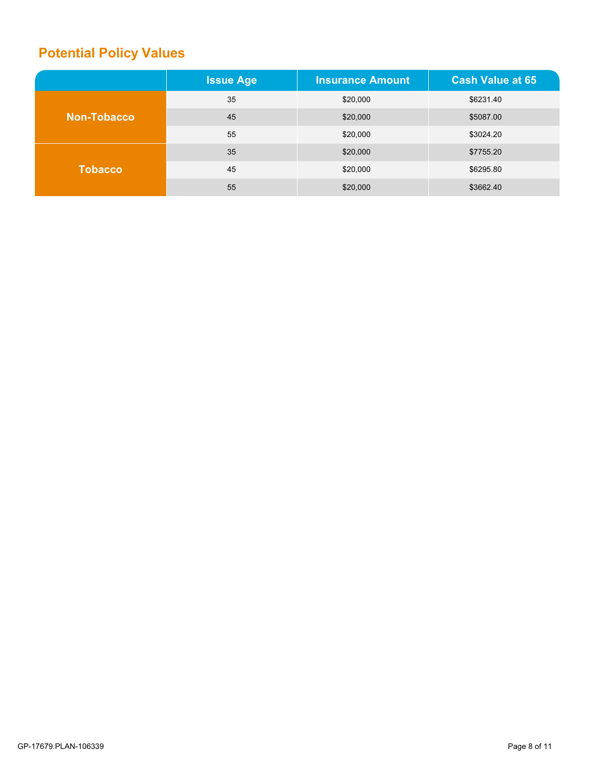## Potential Policy Values

| | Issue Age | Insurance Amount | Cash Value at 65 |
|---|---|---|---|
| **Non-Tobacco** | 35 | $20,000 | $6231.40 |
| | 45 | $20,000 | $5087.00 |
| | 55 | $20,000 | $3024.20 |
| **Tobacco** | 35 | $20,000 | $7755.20 |
| | 45 | $20,000 | $6295.80 |
| | 55 | $20,000 | $3662.40 |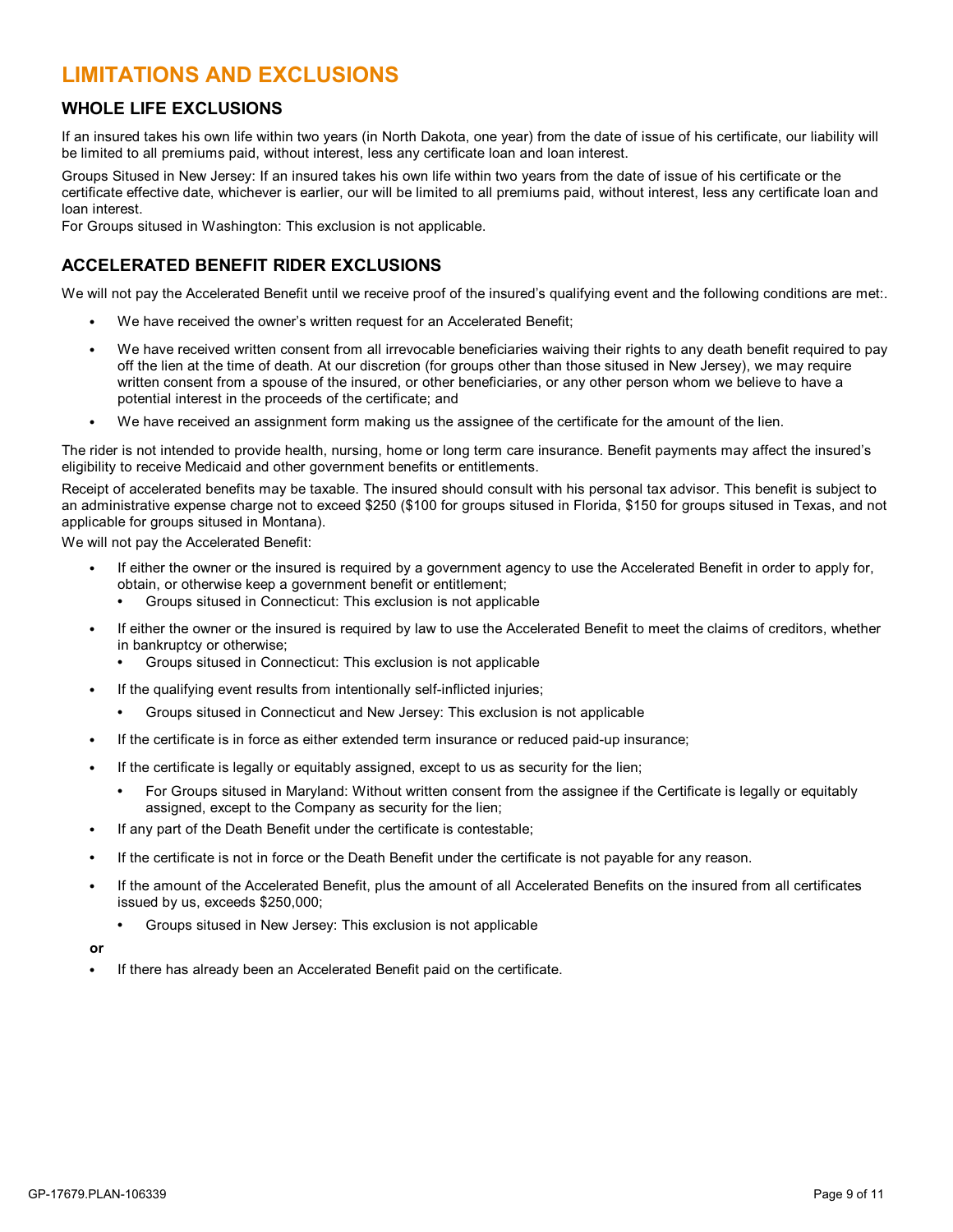# LIMITATIONS AND EXCLUSIONS

## WHOLE LIFE EXCLUSIONS

If an insured takes his own life within two years (in North Dakota, one year) from the date of issue of his certificate, our liability will be limited to all premiums paid, without interest, less any certificate loan and loan interest.

Groups Sitused in New Jersey: If an insured takes his own life within two years from the date of issue of his certificate or the certificate effective date, whichever is earlier, our will be limited to all premiums paid, without interest, less any certificate loan and loan interest.

For Groups sitused in Washington: This exclusion is not applicable.

## ACCELERATED BENEFIT RIDER EXCLUSIONS

We will not pay the Accelerated Benefit until we receive proof of the insured's qualifying event and the following conditions are met:.

- We have received the owner's written request for an Accelerated Benefit;
- We have received written consent from all irrevocable beneficiaries waiving their rights to any death benefit required to pay off the lien at the time of death. At our discretion (for groups other than those sitused in New Jersey), we may require written consent from a spouse of the insured, or other beneficiaries, or any other person whom we believe to have a potential interest in the proceeds of the certificate; and
- We have received an assignment form making us the assignee of the certificate for the amount of the lien.

The rider is not intended to provide health, nursing, home or long term care insurance. Benefit payments may affect the insured's eligibility to receive Medicaid and other government benefits or entitlements.

Receipt of accelerated benefits may be taxable. The insured should consult with his personal tax advisor. This benefit is subject to an administrative expense charge not to exceed $250 ($100 for groups sitused in Florida, $150 for groups sitused in Texas, and not applicable for groups sitused in Montana).

We will not pay the Accelerated Benefit:

- If either the owner or the insured is required by a government agency to use the Accelerated Benefit in order to apply for, obtain, or otherwise keep a government benefit or entitlement;
  - Groups sitused in Connecticut: This exclusion is not applicable
- If either the owner or the insured is required by law to use the Accelerated Benefit to meet the claims of creditors, whether in bankruptcy or otherwise;
  - Groups sitused in Connecticut: This exclusion is not applicable
- If the qualifying event results from intentionally self-inflicted injuries;
  - Groups sitused in Connecticut and New Jersey: This exclusion is not applicable
- If the certificate is in force as either extended term insurance or reduced paid-up insurance;
- If the certificate is legally or equitably assigned, except to us as security for the lien;
  - For Groups sitused in Maryland: Without written consent from the assignee if the Certificate is legally or equitably assigned, except to the Company as security for the lien;
- If any part of the Death Benefit under the certificate is contestable;
- If the certificate is not in force or the Death Benefit under the certificate is not payable for any reason.
- If the amount of the Accelerated Benefit, plus the amount of all Accelerated Benefits on the insured from all certificates issued by us, exceeds $250,000;
  - Groups sitused in New Jersey: This exclusion is not applicable

**or**

- If there has already been an Accelerated Benefit paid on the certificate.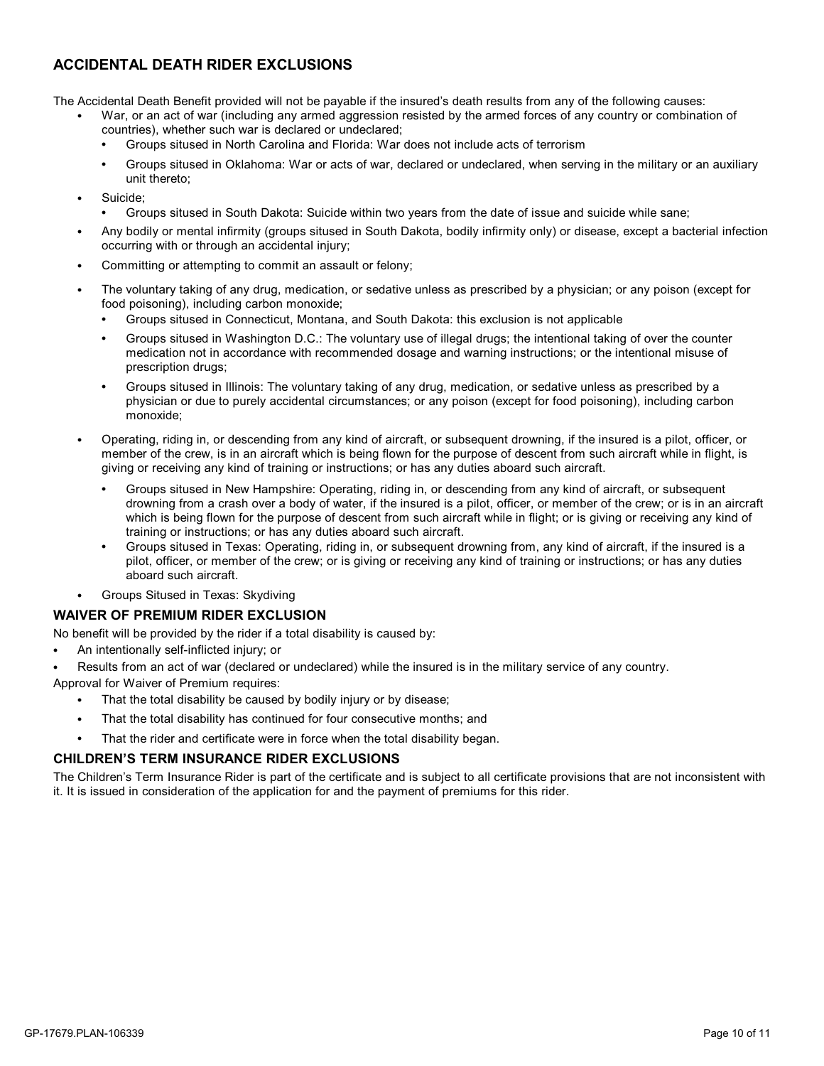## ACCIDENTAL DEATH RIDER EXCLUSIONS

The Accidental Death Benefit provided will not be payable if the insured's death results from any of the following causes:

- War, or an act of war (including any armed aggression resisted by the armed forces of any country or combination of countries), whether such war is declared or undeclared;
  - Groups sitused in North Carolina and Florida: War does not include acts of terrorism
  - Groups sitused in Oklahoma: War or acts of war, declared or undeclared, when serving in the military or an auxiliary unit thereto;
- Suicide;
  - Groups sitused in South Dakota: Suicide within two years from the date of issue and suicide while sane;
- Any bodily or mental infirmity (groups sitused in South Dakota, bodily infirmity only) or disease, except a bacterial infection occurring with or through an accidental injury;
- Committing or attempting to commit an assault or felony;
- The voluntary taking of any drug, medication, or sedative unless as prescribed by a physician; or any poison (except for food poisoning), including carbon monoxide;
  - Groups sitused in Connecticut, Montana, and South Dakota: this exclusion is not applicable
  - Groups sitused in Washington D.C.: The voluntary use of illegal drugs; the intentional taking of over the counter medication not in accordance with recommended dosage and warning instructions; or the intentional misuse of prescription drugs;
  - Groups sitused in Illinois: The voluntary taking of any drug, medication, or sedative unless as prescribed by a physician or due to purely accidental circumstances; or any poison (except for food poisoning), including carbon monoxide;
- Operating, riding in, or descending from any kind of aircraft, or subsequent drowning, if the insured is a pilot, officer, or member of the crew, is in an aircraft which is being flown for the purpose of descent from such aircraft while in flight, is giving or receiving any kind of training or instructions; or has any duties aboard such aircraft.
  - Groups sitused in New Hampshire: Operating, riding in, or descending from any kind of aircraft, or subsequent drowning from a crash over a body of water, if the insured is a pilot, officer, or member of the crew; or is in an aircraft which is being flown for the purpose of descent from such aircraft while in flight; or is giving or receiving any kind of training or instructions; or has any duties aboard such aircraft.
  - Groups sitused in Texas: Operating, riding in, or subsequent drowning from, any kind of aircraft, if the insured is a pilot, officer, or member of the crew; or is giving or receiving any kind of training or instructions; or has any duties aboard such aircraft.
- Groups Sitused in Texas: Skydiving

## WAIVER OF PREMIUM RIDER EXCLUSION

No benefit will be provided by the rider if a total disability is caused by:

- An intentionally self-inflicted injury; or
- Results from an act of war (declared or undeclared) while the insured is in the military service of any country.

Approval for Waiver of Premium requires:

- That the total disability be caused by bodily injury or by disease;
- That the total disability has continued for four consecutive months; and
- That the rider and certificate were in force when the total disability began.

## CHILDREN'S TERM INSURANCE RIDER EXCLUSIONS

The Children's Term Insurance Rider is part of the certificate and is subject to all certificate provisions that are not inconsistent with it. It is issued in consideration of the application for and the payment of premiums for this rider.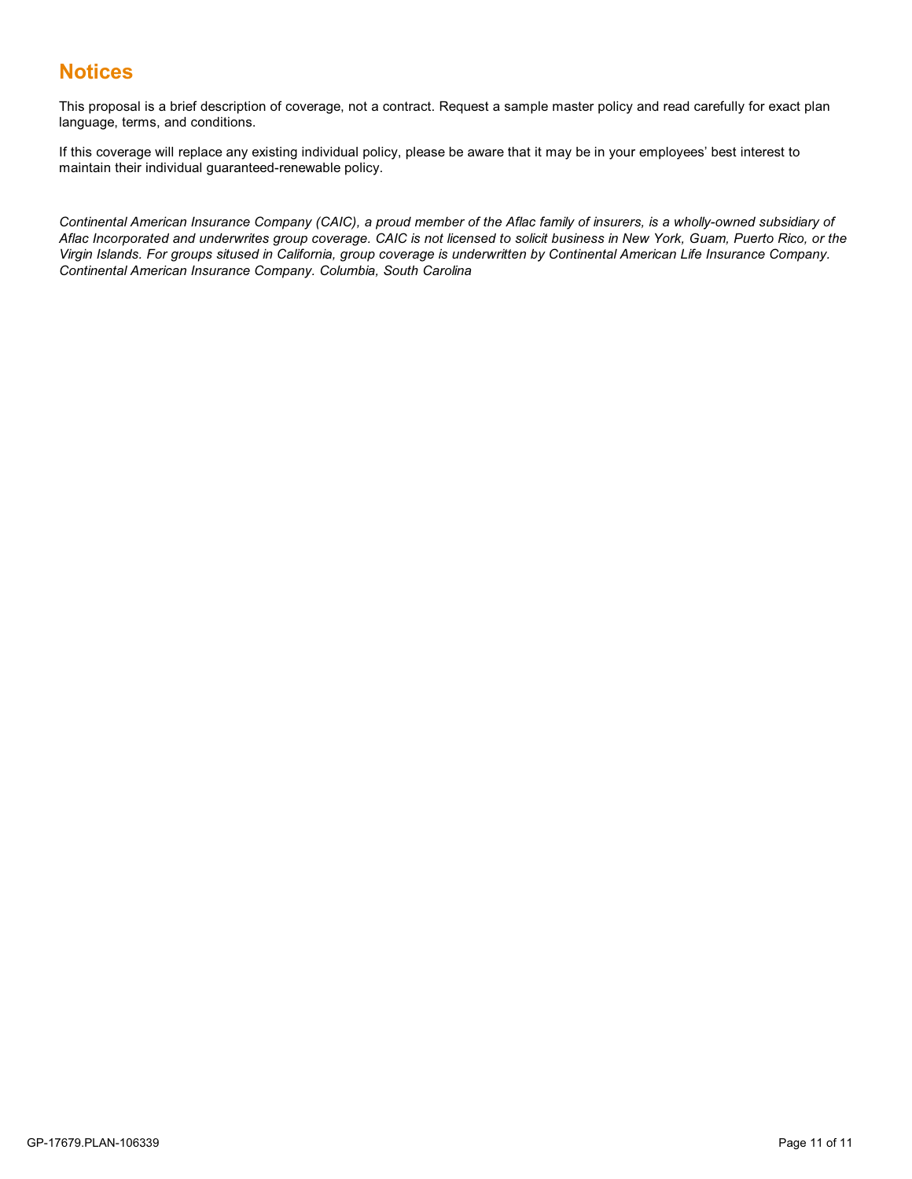## Notices

This proposal is a brief description of coverage, not a contract. Request a sample master policy and read carefully for exact plan language, terms, and conditions.

If this coverage will replace any existing individual policy, please be aware that it may be in your employees' best interest to maintain their individual guaranteed-renewable policy.

*Continental American Insurance Company (CAIC), a proud member of the Aflac family of insurers, is a wholly-owned subsidiary of Aflac Incorporated and underwrites group coverage. CAIC is not licensed to solicit business in New York, Guam, Puerto Rico, or the Virgin Islands. For groups sitused in California, group coverage is underwritten by Continental American Life Insurance Company. Continental American Insurance Company. Columbia, South Carolina*

GP-17679.PLAN-106339